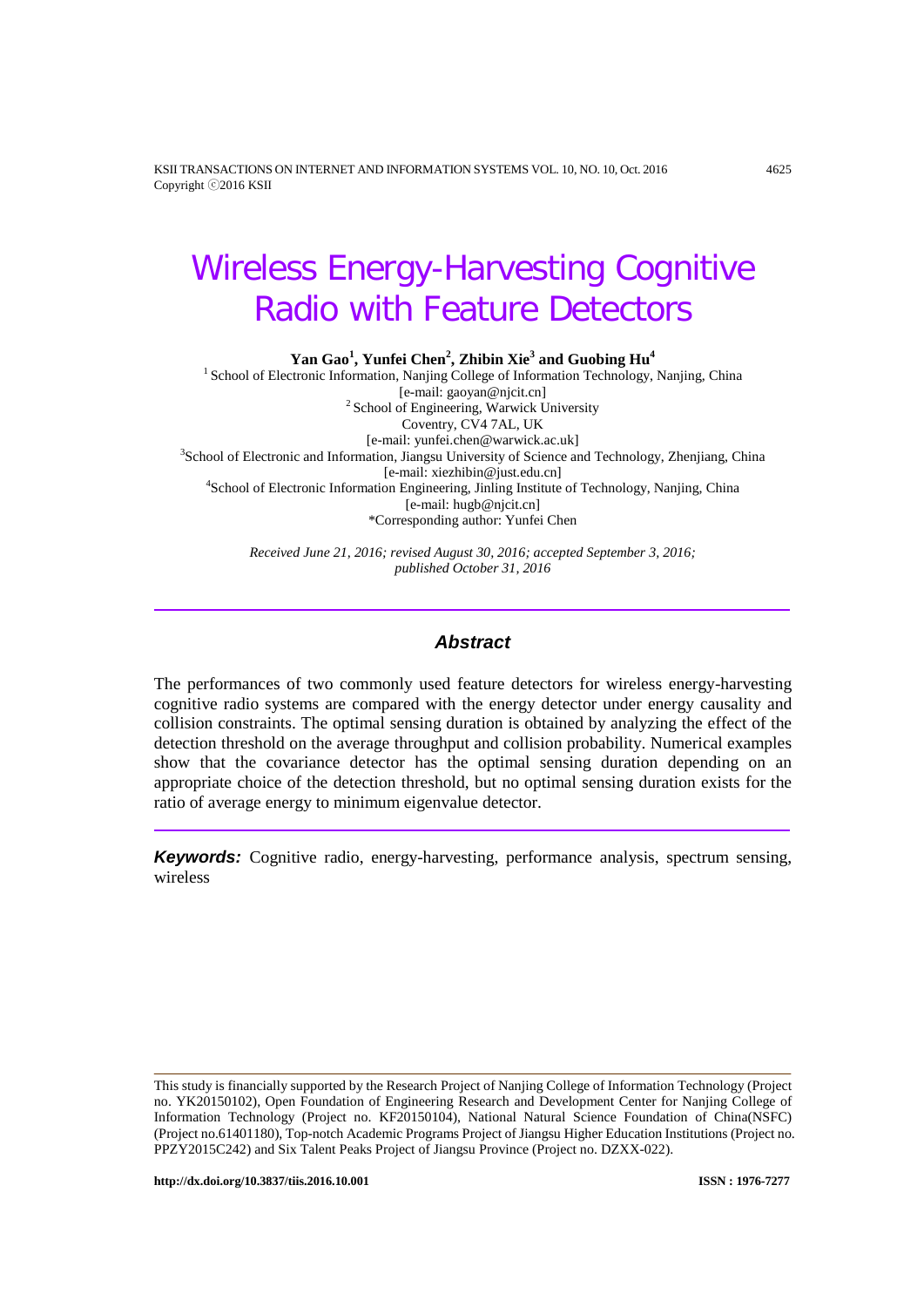# Wireless Energy-Harvesting Cognitive Radio with Feature Detectors

**Yan Gao[1], Yunfei Chen[2], Zhibin Xie[3] and Guobing Hu[4]**

[1] School of Electronic Information, Nanjing College of Information Technology, Nanjing, China
[e-mail: gaoyan@njcit.cn]
[2] School of Engineering, Warwick University
Coventry, CV4 7AL, UK
[e-mail: yunfei.chen@warwick.ac.uk]
[3] School of Electronic and Information, Jiangsu University of Science and Technology, Zhenjiang, China
[e-mail: xiezhibin@just.edu.cn]
[4] School of Electronic Information Engineering, Jinling Institute of Technology, Nanjing, China
[e-mail: hugb@njcit.cn]
*Corresponding author: Yunfei Chen

*Received June 21, 2016; revised August 30, 2016; accepted September 3, 2016; published October 31, 2016*

## Abstract

The performances of two commonly used feature detectors for wireless energy-harvesting cognitive radio systems are compared with the energy detector under energy causality and collision constraints. The optimal sensing duration is obtained by analyzing the effect of the detection threshold on the average throughput and collision probability. Numerical examples show that the covariance detector has the optimal sensing duration depending on an appropriate choice of the detection threshold, but no optimal sensing duration exists for the ratio of average energy to minimum eigenvalue detector.

***Keywords:*** Cognitive radio, energy-harvesting, performance analysis, spectrum sensing, wireless

---

This study is financially supported by the Research Project of Nanjing College of Information Technology (Project no. YK20150102), Open Foundation of Engineering Research and Development Center for Nanjing College of Information Technology (Project no. KF20150104), National Natural Science Foundation of China(NSFC) (Project no.61401180), Top-notch Academic Programs Project of Jiangsu Higher Education Institutions (Project no. PPZY2015C242) and Six Talent Peaks Project of Jiangsu Province (Project no. DZXX-022).

http://dx.doi.org/10.3837/tiis.2016.10.001 ISSN : 1976-7277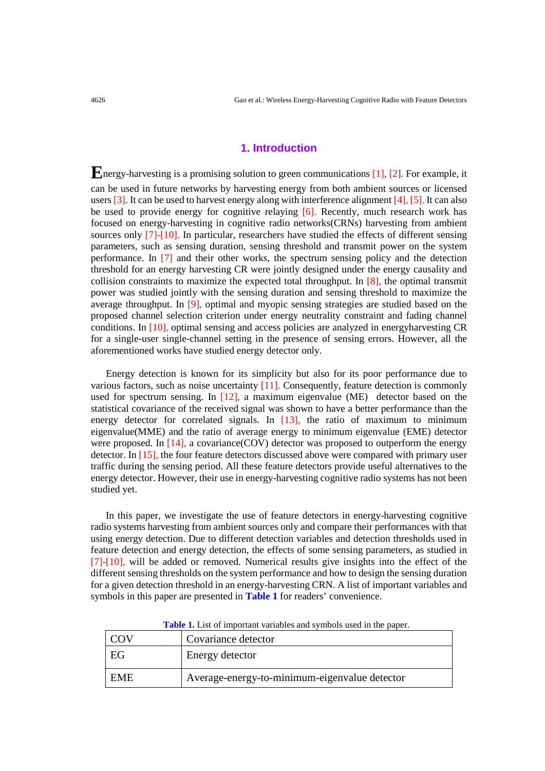## 1. Introduction

Energy-harvesting is a promising solution to green communications [1], [2]. For example, it can be used in future networks by harvesting energy from both ambient sources or licensed users [3]. It can be used to harvest energy along with interference alignment [4], [5]. It can also be used to provide energy for cognitive relaying [6]. Recently, much research work has focused on energy-harvesting in cognitive radio networks(CRNs) harvesting from ambient sources only [7]-[10]. In particular, researchers have studied the effects of different sensing parameters, such as sensing duration, sensing threshold and transmit power on the system performance. In [7] and their other works, the spectrum sensing policy and the detection threshold for an energy harvesting CR were jointly designed under the energy causality and collision constraints to maximize the expected total throughput. In [8], the optimal transmit power was studied jointly with the sensing duration and sensing threshold to maximize the average throughput. In [9], optimal and myopic sensing strategies are studied based on the proposed channel selection criterion under energy neutrality constraint and fading channel conditions. In [10], optimal sensing and access policies are analyzed in energyharvesting CR for a single-user single-channel setting in the presence of sensing errors. However, all the aforementioned works have studied energy detector only.

Energy detection is known for its simplicity but also for its poor performance due to various factors, such as noise uncertainty [11]. Consequently, feature detection is commonly used for spectrum sensing. In [12], a maximum eigenvalue (ME) detector based on the statistical covariance of the received signal was shown to have a better performance than the energy detector for correlated signals. In [13], the ratio of maximum to minimum eigenvalue(MME) and the ratio of average energy to minimum eigenvalue (EME) detector were proposed. In [14], a covariance(COV) detector was proposed to outperform the energy detector. In [15], the four feature detectors discussed above were compared with primary user traffic during the sensing period. All these feature detectors provide useful alternatives to the energy detector. However, their use in energy-harvesting cognitive radio systems has not been studied yet.

In this paper, we investigate the use of feature detectors in energy-harvesting cognitive radio systems harvesting from ambient sources only and compare their performances with that using energy detection. Due to different detection variables and detection thresholds used in feature detection and energy detection, the effects of some sensing parameters, as studied in [7]-[10], will be added or removed. Numerical results give insights into the effect of the different sensing thresholds on the system performance and how to design the sensing duration for a given detection threshold in an energy-harvesting CRN. A list of important variables and symbols in this paper are presented in **Table 1** for readers' convenience.

**Table 1.** List of important variables and symbols used in the paper.

| | |
|---|---|
| COV | Covariance detector |
| EG | Energy detector |
| EME | Average-energy-to-minimum-eigenvalue detector |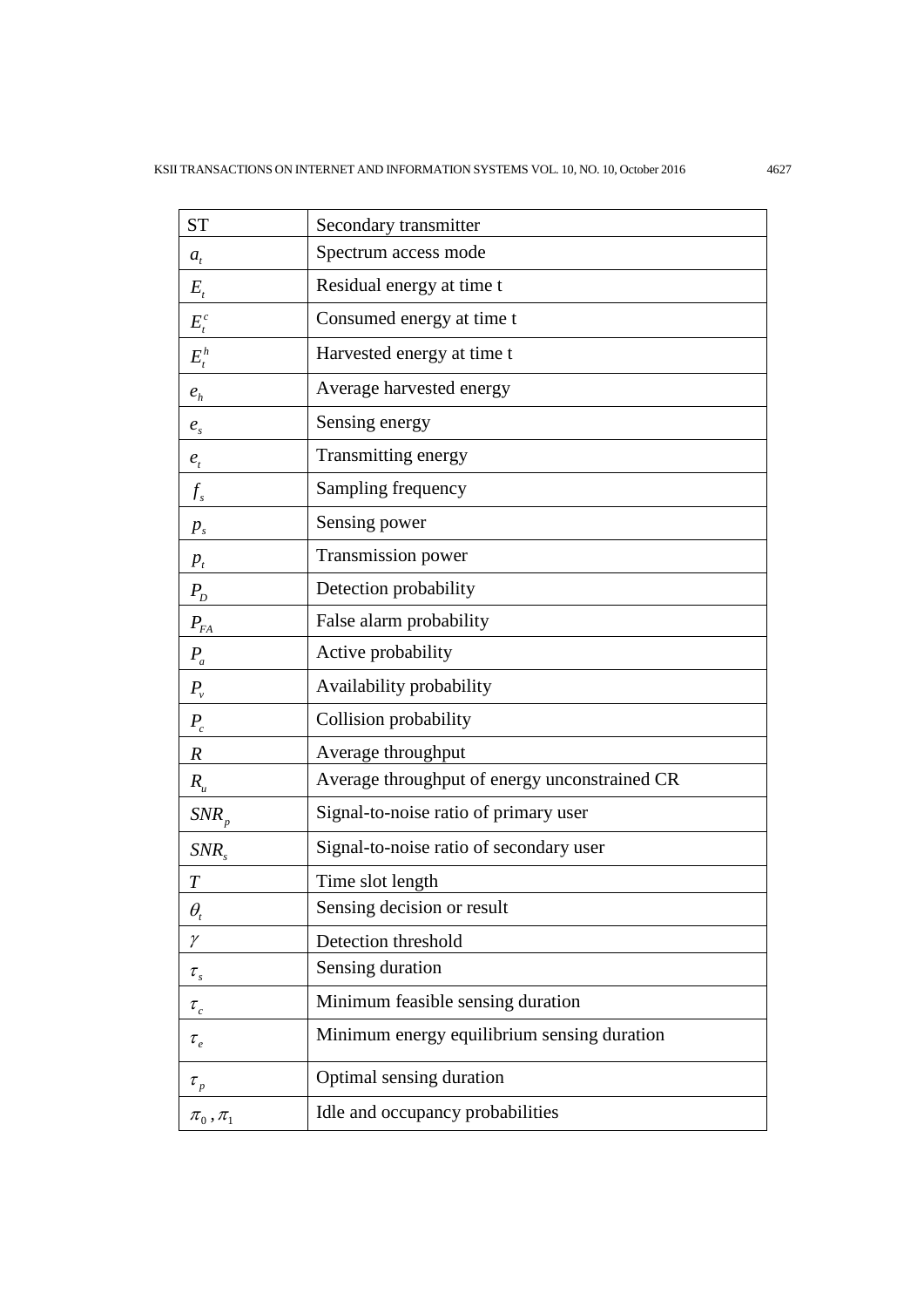| ST | Secondary transmitter |
|---|---|
| $a_t$ | Spectrum access mode |
| $E_t$ | Residual energy at time t |
| $E_t^c$ | Consumed energy at time t |
| $E_t^h$ | Harvested energy at time t |
| $e_h$ | Average harvested energy |
| $e_s$ | Sensing energy |
| $e_t$ | Transmitting energy |
| $f_s$ | Sampling frequency |
| $p_s$ | Sensing power |
| $p_t$ | Transmission power |
| $P_D$ | Detection probability |
| $P_{FA}$ | False alarm probability |
| $P_a$ | Active probability |
| $P_v$ | Availability probability |
| $P_c$ | Collision probability |
| $R$ | Average throughput |
| $R_u$ | Average throughput of energy unconstrained CR |
| $SNR_p$ | Signal-to-noise ratio of primary user |
| $SNR_s$ | Signal-to-noise ratio of secondary user |
| $T$ | Time slot length |
| $\theta_t$ | Sensing decision or result |
| $\gamma$ | Detection threshold |
| $\tau_s$ | Sensing duration |
| $\tau_c$ | Minimum feasible sensing duration |
| $\tau_e$ | Minimum energy equilibrium sensing duration |
| $\tau_p$ | Optimal sensing duration |
| $\pi_0, \pi_1$ | Idle and occupancy probabilities |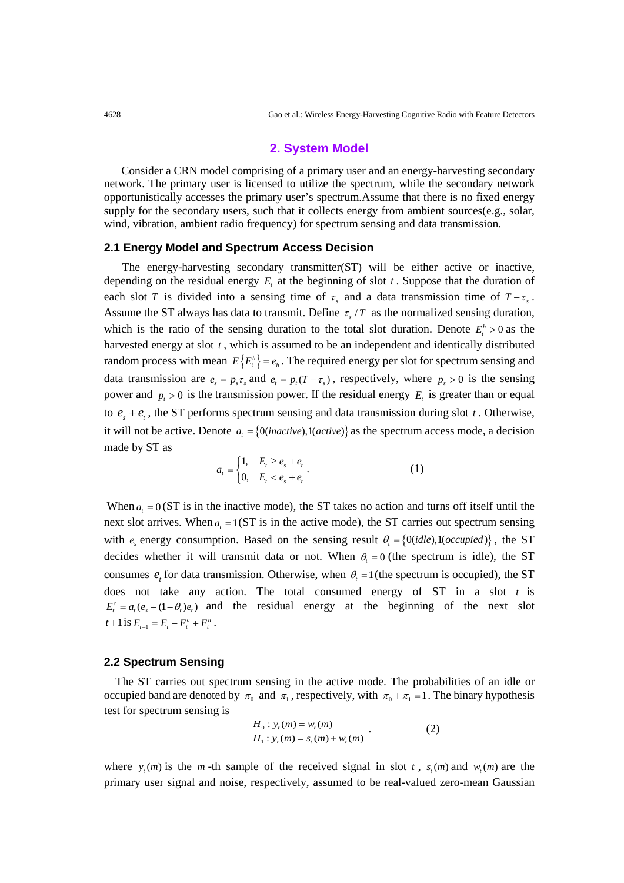## 2. System Model

Consider a CRN model comprising of a primary user and an energy-harvesting secondary network. The primary user is licensed to utilize the spectrum, while the secondary network opportunistically accesses the primary user's spectrum.Assume that there is no fixed energy supply for the secondary users, such that it collects energy from ambient sources(e.g., solar, wind, vibration, ambient radio frequency) for spectrum sensing and data transmission.

### 2.1 Energy Model and Spectrum Access Decision

The energy-harvesting secondary transmitter(ST) will be either active or inactive, depending on the residual energy $E_t$ at the beginning of slot $t$. Suppose that the duration of each slot $T$ is divided into a sensing time of $\tau_s$ and a data transmission time of $T-\tau_s$. Assume the ST always has data to transmit. Define $\tau_s / T$ as the normalized sensing duration, which is the ratio of the sensing duration to the total slot duration. Denote $E_t^h > 0$ as the harvested energy at slot $t$, which is assumed to be an independent and identically distributed random process with mean $E\{E_t^h\} = e_h$. The required energy per slot for spectrum sensing and data transmission are $e_s = p_s \tau_s$ and $e_t = p_t (T-\tau_s)$, respectively, where $p_s > 0$ is the sensing power and $p_t > 0$ is the transmission power. If the residual energy $E_t$ is greater than or equal to $e_s + e_t$, the ST performs spectrum sensing and data transmission during slot $t$. Otherwise, it will not be active. Denote $a_t = \{0(inactive), 1(active)\}$ as the spectrum access mode, a decision made by ST as

$$a_t = \begin{cases} 1, & E_t \geq e_s + e_t \\ 0, & E_t < e_s + e_t \end{cases}. \tag{1}$$

When $a_t = 0$ (ST is in the inactive mode), the ST takes no action and turns off itself until the next slot arrives. When $a_t = 1$ (ST is in the active mode), the ST carries out spectrum sensing with $e_s$ energy consumption. Based on the sensing result $\theta_t = \{0(idle), 1(occupied)\}$, the ST decides whether it will transmit data or not. When $\theta_t = 0$ (the spectrum is idle), the ST consumes $e_t$ for data transmission. Otherwise, when $\theta_t = 1$ (the spectrum is occupied), the ST does not take any action. The total consumed energy of ST in a slot $t$ is $E_t^c = a_t(e_s + (1-\theta_t)e_t)$ and the residual energy at the beginning of the next slot $t+1$ is $E_{t+1} = E_t - E_t^c + E_t^h$.

### 2.2 Spectrum Sensing

The ST carries out spectrum sensing in the active mode. The probabilities of an idle or occupied band are denoted by $\pi_0$ and $\pi_1$, respectively, with $\pi_0 + \pi_1 = 1$. The binary hypothesis test for spectrum sensing is

$$\begin{aligned} H_0 &: y_t(m) = w_t(m) \\ H_1 &: y_t(m) = s_t(m) + w_t(m) \end{aligned}. \tag{2}$$

where $y_t(m)$ is the $m$-th sample of the received signal in slot $t$, $s_t(m)$ and $w_t(m)$ are the primary user signal and noise, respectively, assumed to be real-valued zero-mean Gaussian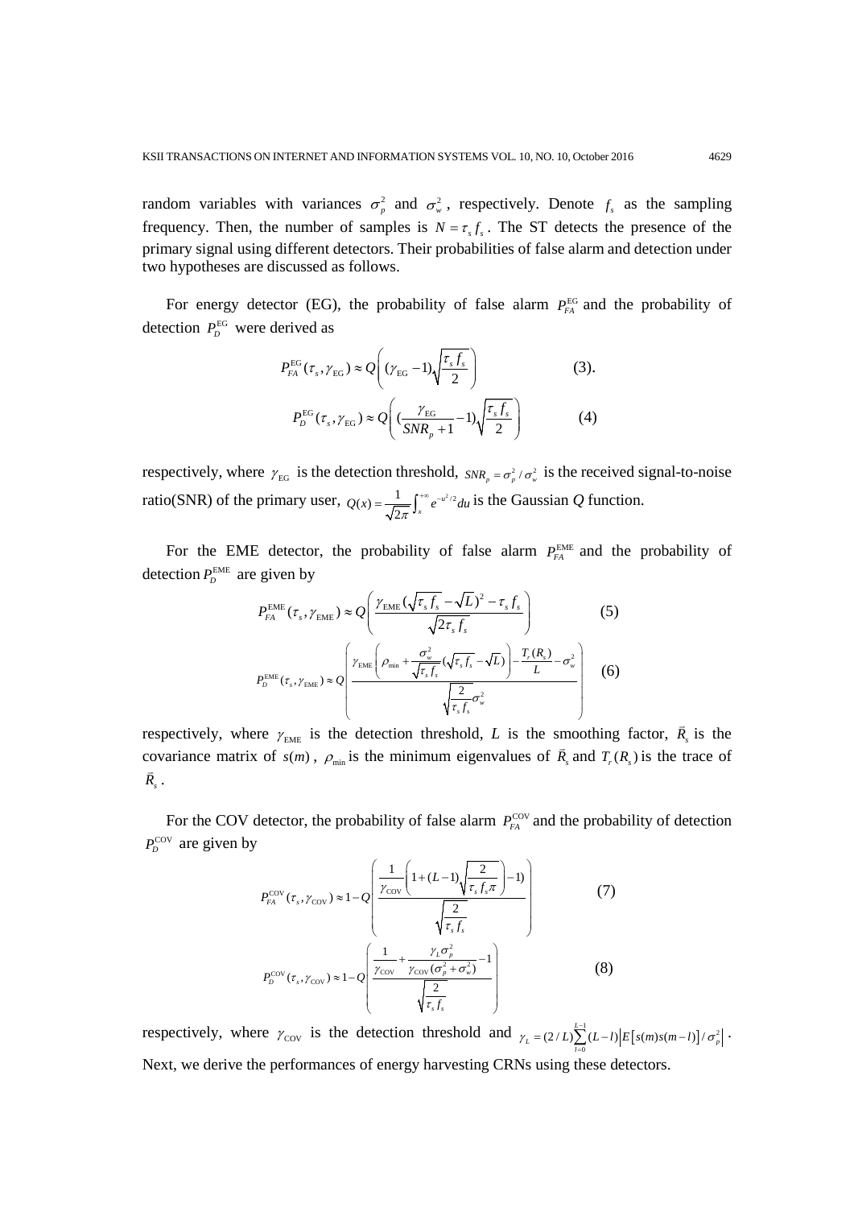random variables with variances $\sigma_p^2$ and $\sigma_w^2$, respectively. Denote $f_s$ as the sampling frequency. Then, the number of samples is $N = \tau_s f_s$. The ST detects the presence of the primary signal using different detectors. Their probabilities of false alarm and detection under two hypotheses are discussed as follows.

For energy detector (EG), the probability of false alarm $P_{FA}^{\text{EG}}$ and the probability of detection $P_D^{\text{EG}}$ were derived as

$$P_{FA}^{\text{EG}}(\tau_s, \gamma_{\text{EG}}) \approx Q\left( (\gamma_{\text{EG}} - 1)\sqrt{\frac{\tau_s f_s}{2}} \right) \quad (3).$$

$$P_D^{\text{EG}}(\tau_s, \gamma_{\text{EG}}) \approx Q\left( (\frac{\gamma_{\text{EG}}}{SNR_p + 1} - 1)\sqrt{\frac{\tau_s f_s}{2}} \right) \quad (4)$$

respectively, where $\gamma_{\text{EG}}$ is the detection threshold, $SNR_p = \sigma_p^2 / \sigma_w^2$ is the received signal-to-noise ratio(SNR) of the primary user, $Q(x) = \frac{1}{\sqrt{2\pi}} \int_x^{+\infty} e^{-u^2/2} du$ is the Gaussian $Q$ function.

For the EME detector, the probability of false alarm $P_{FA}^{\text{EME}}$ and the probability of detection $P_D^{\text{EME}}$ are given by

$$P_{FA}^{\text{EME}}(\tau_s, \gamma_{\text{EME}}) \approx Q\left( \frac{\gamma_{\text{EME}}(\sqrt{\tau_s f_s} - \sqrt{L})^2 - \tau_s f_s}{\sqrt{2\tau_s f_s}} \right) \quad (5)$$

$$P_D^{\text{EME}}(\tau_s, \gamma_{\text{EME}}) \approx Q\left( \frac{\gamma_{\text{EME}}\left( \rho_{\min} + \frac{\sigma_w^2}{\sqrt{\tau_s f_s}}(\sqrt{\tau_s f_s} - \sqrt{L}) \right) - \frac{T_r(R_s)}{L} - \sigma_w^2}{\sqrt{\frac{2}{\tau_s f_s}}\sigma_w^2} \right) \quad (6)$$

respectively, where $\gamma_{\text{EME}}$ is the detection threshold, $L$ is the smoothing factor, $\vec{R}_s$ is the covariance matrix of $s(m)$, $\rho_{\min}$ is the minimum eigenvalues of $\vec{R}_s$ and $T_r(R_s)$ is the trace of $\vec{R}_s$.

For the COV detector, the probability of false alarm $P_{FA}^{\text{COV}}$ and the probability of detection $P_D^{\text{COV}}$ are given by

$$P_{FA}^{\text{COV}}(\tau_s, \gamma_{\text{COV}}) \approx 1 - Q\left( \frac{\frac{1}{\gamma_{\text{COV}}}\left( 1 + (L-1)\sqrt{\frac{2}{\tau_s f_s \pi}} \right) - 1)}{\sqrt{\frac{2}{\tau_s f_s}}} \right) \quad (7)$$

$$P_D^{\text{COV}}(\tau_s, \gamma_{\text{COV}}) \approx 1 - Q\left( \frac{\frac{1}{\gamma_{\text{COV}}} + \frac{\gamma_L \sigma_p^2}{\gamma_{\text{COV}}(\sigma_p^2 + \sigma_w^2)} - 1}{\sqrt{\frac{2}{\tau_s f_s}}} \right) \quad (8)$$

respectively, where $\gamma_{\text{COV}}$ is the detection threshold and $\gamma_L = (2/L)\sum_{l=0}^{L-1}(L-l)\left|E\left[s(m)s(m-l)\right]/\sigma_p^2\right|$. Next, we derive the performances of energy harvesting CRNs using these detectors.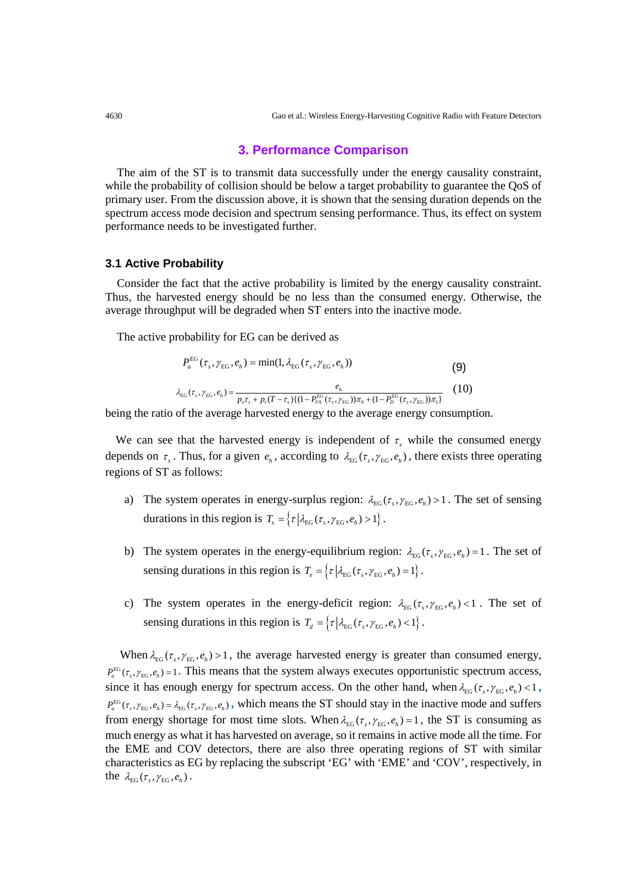## 3. Performance Comparison

The aim of the ST is to transmit data successfully under the energy causality constraint, while the probability of collision should be below a target probability to guarantee the QoS of primary user. From the discussion above, it is shown that the sensing duration depends on the spectrum access mode decision and spectrum sensing performance. Thus, its effect on system performance needs to be investigated further.

### 3.1 Active Probability

Consider the fact that the active probability is limited by the energy causality constraint. Thus, the harvested energy should be no less than the consumed energy. Otherwise, the average throughput will be degraded when ST enters into the inactive mode.

The active probability for EG can be derived as

$$P_a^{\mathrm{EG}}(\tau_s, \gamma_{\mathrm{EG}}, e_h) = \min(1, \lambda_{\mathrm{EG}}(\tau_s, \gamma_{\mathrm{EG}}, e_h)) \tag{9}$$

$$\lambda_{\mathrm{EG}}(\tau_s, \gamma_{\mathrm{EG}}, e_h) = \frac{e_h}{p_s \tau_s + p_t (T - \tau_s)\{(1 - P_{FA}^{\mathrm{EG}}(\tau_s, \gamma_{\mathrm{EG}}))\pi_0 + (1 - P_D^{\mathrm{EG}}(\tau_s, \gamma_{\mathrm{EG}}))\pi_1\}} \tag{10}$$

being the ratio of the average harvested energy to the average energy consumption.

We can see that the harvested energy is independent of $\tau_s$ while the consumed energy depends on $\tau_s$. Thus, for a given $e_h$, according to $\lambda_{\mathrm{EG}}(\tau_s, \gamma_{\mathrm{EG}}, e_h)$, there exists three operating regions of ST as follows:

a) The system operates in energy-surplus region: $\lambda_{\mathrm{EG}}(\tau_s, \gamma_{\mathrm{EG}}, e_h) > 1$. The set of sensing durations in this region is $T_s = \left\{\tau \,\middle|\, \lambda_{\mathrm{EG}}(\tau_s, \gamma_{\mathrm{EG}}, e_h) > 1\right\}$.

b) The system operates in the energy-equilibrium region: $\lambda_{\mathrm{EG}}(\tau_s, \gamma_{\mathrm{EG}}, e_h) = 1$. The set of sensing durations in this region is $T_e = \left\{\tau \,\middle|\, \lambda_{\mathrm{EG}}(\tau_s, \gamma_{\mathrm{EG}}, e_h) = 1\right\}$.

c) The system operates in the energy-deficit region: $\lambda_{\mathrm{EG}}(\tau_s, \gamma_{\mathrm{EG}}, e_h) < 1$. The set of sensing durations in this region is $T_d = \left\{\tau \,\middle|\, \lambda_{\mathrm{EG}}(\tau_s, \gamma_{\mathrm{EG}}, e_h) < 1\right\}$.

When $\lambda_{\mathrm{EG}}(\tau_s, \gamma_{\mathrm{EG}}, e_h) > 1$, the average harvested energy is greater than consumed energy, $P_a^{\mathrm{EG}}(\tau_s, \gamma_{\mathrm{EG}}, e_h) = 1$. This means that the system always executes opportunistic spectrum access, since it has enough energy for spectrum access. On the other hand, when $\lambda_{\mathrm{EG}}(\tau_s, \gamma_{\mathrm{EG}}, e_h) < 1$, $P_a^{\mathrm{EG}}(\tau_s, \gamma_{\mathrm{EG}}, e_h) = \lambda_{\mathrm{EG}}(\tau_s, \gamma_{\mathrm{EG}}, e_h)$, which means the ST should stay in the inactive mode and suffers from energy shortage for most time slots. When $\lambda_{\mathrm{EG}}(\tau_s, \gamma_{\mathrm{EG}}, e_h) = 1$, the ST is consuming as much energy as what it has harvested on average, so it remains in active mode all the time. For the EME and COV detectors, there are also three operating regions of ST with similar characteristics as EG by replacing the subscript 'EG' with 'EME' and 'COV', respectively, in the $\lambda_{\mathrm{EG}}(\tau_s, \gamma_{\mathrm{EG}}, e_h)$.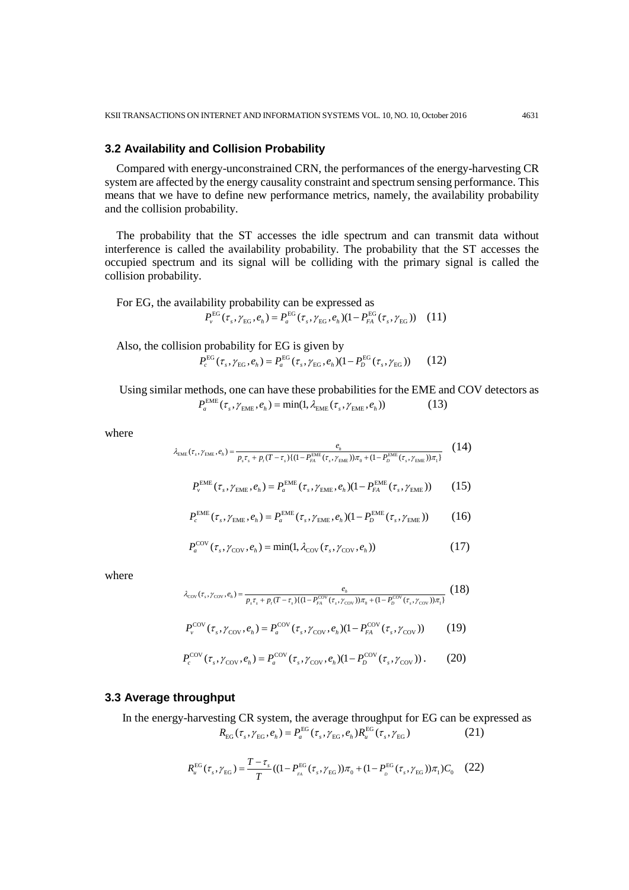### 3.2 Availability and Collision Probability

Compared with energy-unconstrained CRN, the performances of the energy-harvesting CR system are affected by the energy causality constraint and spectrum sensing performance. This means that we have to define new performance metrics, namely, the availability probability and the collision probability.

The probability that the ST accesses the idle spectrum and can transmit data without interference is called the availability probability. The probability that the ST accesses the occupied spectrum and its signal will be colliding with the primary signal is called the collision probability.

For EG, the availability probability can be expressed as

$$P_v^{\mathrm{EG}}(\tau_s, \gamma_{\mathrm{EG}}, e_h) = P_a^{\mathrm{EG}}(\tau_s, \gamma_{\mathrm{EG}}, e_h)(1 - P_{FA}^{\mathrm{EG}}(\tau_s, \gamma_{\mathrm{EG}})) \quad (11)$$

Also, the collision probability for EG is given by

$$P_c^{\mathrm{EG}}(\tau_s, \gamma_{\mathrm{EG}}, e_h) = P_a^{\mathrm{EG}}(\tau_s, \gamma_{\mathrm{EG}}, e_h)(1 - P_D^{\mathrm{EG}}(\tau_s, \gamma_{\mathrm{EG}})) \quad (12)$$

Using similar methods, one can have these probabilities for the EME and COV detectors as

$$P_a^{\mathrm{EME}}(\tau_s, \gamma_{\mathrm{EME}}, e_h) = \min(1, \lambda_{\mathrm{EME}}(\tau_s, \gamma_{\mathrm{EME}}, e_h)) \quad (13)$$

where

$$\lambda_{\mathrm{EME}}(\tau_s, \gamma_{\mathrm{EME}}, e_h) = \frac{e_h}{p_s \tau_s + p_t (T - \tau_s)\{(1 - P_{FA}^{\mathrm{EME}}(\tau_s, \gamma_{\mathrm{EME}}))\pi_0 + (1 - P_D^{\mathrm{EME}}(\tau_s, \gamma_{\mathrm{EME}}))\pi_1\}} \quad (14)$$

$$P_v^{\mathrm{EME}}(\tau_s, \gamma_{\mathrm{EME}}, e_h) = P_a^{\mathrm{EME}}(\tau_s, \gamma_{\mathrm{EME}}, e_h)(1 - P_{FA}^{\mathrm{EME}}(\tau_s, \gamma_{\mathrm{EME}})) \quad (15)$$

$$P_c^{\mathrm{EME}}(\tau_s, \gamma_{\mathrm{EME}}, e_h) = P_a^{\mathrm{EME}}(\tau_s, \gamma_{\mathrm{EME}}, e_h)(1 - P_D^{\mathrm{EME}}(\tau_s, \gamma_{\mathrm{EME}})) \quad (16)$$

$$P_a^{\mathrm{COV}}(\tau_s, \gamma_{\mathrm{COV}}, e_h) = \min(1, \lambda_{\mathrm{COV}}(\tau_s, \gamma_{\mathrm{COV}}, e_h)) \quad (17)$$

where

$$\lambda_{\mathrm{COV}}(\tau_s, \gamma_{\mathrm{COV}}, e_h) = \frac{e_h}{p_s \tau_s + p_t (T - \tau_s)\{(1 - P_{FA}^{\mathrm{COV}}(\tau_s, \gamma_{\mathrm{COV}}))\pi_0 + (1 - P_D^{\mathrm{COV}}(\tau_s, \gamma_{\mathrm{COV}}))\pi_1\}} \quad (18)$$

$$P_v^{\mathrm{COV}}(\tau_s, \gamma_{\mathrm{COV}}, e_h) = P_a^{\mathrm{COV}}(\tau_s, \gamma_{\mathrm{COV}}, e_h)(1 - P_{FA}^{\mathrm{COV}}(\tau_s, \gamma_{\mathrm{COV}})) \quad (19)$$

$$P_c^{\mathrm{COV}}(\tau_s, \gamma_{\mathrm{COV}}, e_h) = P_a^{\mathrm{COV}}(\tau_s, \gamma_{\mathrm{COV}}, e_h)(1 - P_D^{\mathrm{COV}}(\tau_s, \gamma_{\mathrm{COV}})) . \quad (20)$$

### 3.3 Average throughput

In the energy-harvesting CR system, the average throughput for EG can be expressed as

$$R_{\mathrm{EG}}(\tau_s, \gamma_{\mathrm{EG}}, e_h) = P_a^{\mathrm{EG}}(\tau_s, \gamma_{\mathrm{EG}}, e_h) R_u^{\mathrm{EG}}(\tau_s, \gamma_{\mathrm{EG}}) \quad (21)$$

$$R_u^{\mathrm{EG}}(\tau_s, \gamma_{\mathrm{EG}}) = \frac{T - \tau_s}{T}((1 - P_{FA}^{\mathrm{EG}}(\tau_s, \gamma_{\mathrm{EG}}))\pi_0 + (1 - P_D^{\mathrm{EG}}(\tau_s, \gamma_{\mathrm{EG}}))\pi_1) C_0 \quad (22)$$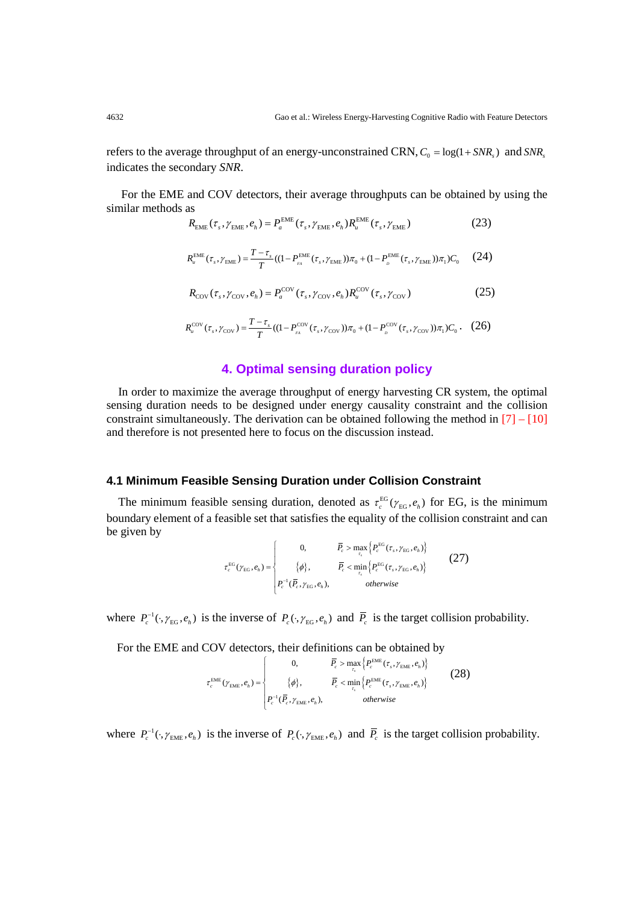refers to the average throughput of an energy-unconstrained CRN, $C_0 = \log(1 + SNR_s)$ and $SNR_s$ indicates the secondary *SNR*.

For the EME and COV detectors, their average throughputs can be obtained by using the similar methods as

$$R_{\text{EME}}(\tau_s, \gamma_{\text{EME}}, e_h) = P_a^{\text{EME}}(\tau_s, \gamma_{\text{EME}}, e_h) R_u^{\text{EME}}(\tau_s, \gamma_{\text{EME}}) \tag{23}$$

$$R_u^{\text{EME}}(\tau_s, \gamma_{\text{EME}}) = \frac{T - \tau_s}{T}((1 - P_{FA}^{\text{EME}}(\tau_s, \gamma_{\text{EME}}))\pi_0 + (1 - P_D^{\text{EME}}(\tau_s, \gamma_{\text{EME}}))\pi_1)C_0 \tag{24}$$

$$R_{\text{COV}}(\tau_s, \gamma_{\text{COV}}, e_h) = P_a^{\text{COV}}(\tau_s, \gamma_{\text{COV}}, e_h) R_u^{\text{COV}}(\tau_s, \gamma_{\text{COV}}) \tag{25}$$

$$R_u^{\text{COV}}(\tau_s, \gamma_{\text{COV}}) = \frac{T - \tau_s}{T}((1 - P_{FA}^{\text{COV}}(\tau_s, \gamma_{\text{COV}}))\pi_0 + (1 - P_D^{\text{COV}}(\tau_s, \gamma_{\text{COV}}))\pi_1)C_0. \tag{26}$$

## 4. Optimal sensing duration policy

In order to maximize the average throughput of energy harvesting CR system, the optimal sensing duration needs to be designed under energy causality constraint and the collision constraint simultaneously. The derivation can be obtained following the method in [7] – [10] and therefore is not presented here to focus on the discussion instead.

### 4.1 Minimum Feasible Sensing Duration under Collision Constraint

The minimum feasible sensing duration, denoted as $\tau_c^{\text{EG}}(\gamma_{\text{EG}}, e_h)$ for EG, is the minimum boundary element of a feasible set that satisfies the equality of the collision constraint and can be given by

$$\tau_c^{\text{EG}}(\gamma_{\text{EG}}, e_h) = \begin{cases} 0, & \overline{P}_c > \max_{\tau_s}\left\{P_c^{\text{EG}}(\tau_s, \gamma_{\text{EG}}, e_h)\right\} \\ \{\phi\}, & \overline{P}_c < \min_{\tau_s}\left\{P_c^{\text{EG}}(\tau_s, \gamma_{\text{EG}}, e_h)\right\} \\ P_c^{-1}(\overline{P}_c, \gamma_{\text{EG}}, e_h), & otherwise \end{cases} \tag{27}$$

where $P_c^{-1}(\cdot, \gamma_{\text{EG}}, e_h)$ is the inverse of $P_c(\cdot, \gamma_{\text{EG}}, e_h)$ and $\overline{P}_c$ is the target collision probability.

For the EME and COV detectors, their definitions can be obtained by

$$\tau_c^{\text{EME}}(\gamma_{\text{EME}}, e_h) = \begin{cases} 0, & \overline{P}_c > \max_{\tau_s}\left\{P_c^{\text{EME}}(\tau_s, \gamma_{\text{EME}}, e_h)\right\} \\ \{\phi\}, & \overline{P}_c < \min_{\tau_s}\left\{P_c^{\text{EME}}(\tau_s, \gamma_{\text{EME}}, e_h)\right\} \\ P_c^{-1}(\overline{P}_c, \gamma_{\text{EME}}, e_h), & otherwise \end{cases} \tag{28}$$

where $P_c^{-1}(\cdot, \gamma_{\text{EME}}, e_h)$ is the inverse of $P_c(\cdot, \gamma_{\text{EME}}, e_h)$ and $\overline{P}_c$ is the target collision probability.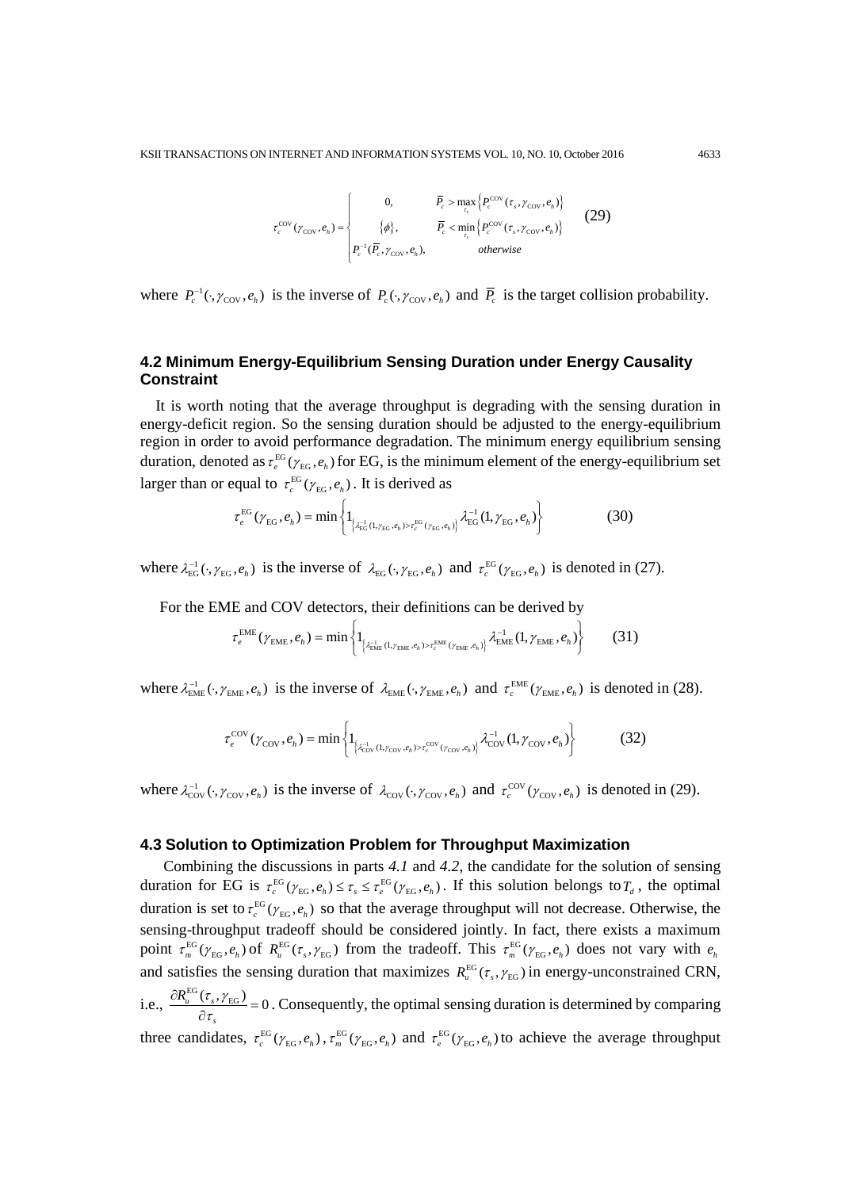$$\tau_c^{\text{COV}}(\gamma_{\text{COV}}, e_h) = \begin{cases} 0, & \overline{P}_c > \max_{\tau_s} \left\{ P_c^{\text{COV}}(\tau_s, \gamma_{\text{COV}}, e_h) \right\} \\ \{\phi\}, & \overline{P}_c < \min_{\tau_s} \left\{ P_c^{\text{COV}}(\tau_s, \gamma_{\text{COV}}, e_h) \right\} \\ P_c^{-1}(\overline{P}_c, \gamma_{\text{COV}}, e_h), & otherwise \end{cases} \tag{29}$$

where $P_c^{-1}(\cdot, \gamma_{\text{COV}}, e_h)$ is the inverse of $P_c(\cdot, \gamma_{\text{COV}}, e_h)$ and $\overline{P}_c$ is the target collision probability.

### 4.2 Minimum Energy-Equilibrium Sensing Duration under Energy Causality Constraint

It is worth noting that the average throughput is degrading with the sensing duration in energy-deficit region. So the sensing duration should be adjusted to the energy-equilibrium region in order to avoid performance degradation. The minimum energy equilibrium sensing duration, denoted as $\tau_e^{\text{EG}}(\gamma_{\text{EG}}, e_h)$ for EG, is the minimum element of the energy-equilibrium set larger than or equal to $\tau_c^{\text{EG}}(\gamma_{\text{EG}}, e_h)$. It is derived as

$$\tau_e^{\text{EG}}(\gamma_{\text{EG}}, e_h) = \min \left\{ 1_{\left\{ \lambda_{\text{EG}}^{-1}(1, \gamma_{\text{EG}}, e_h) > \tau_c^{\text{EG}}(\gamma_{\text{EG}}, e_h) \right\}} \lambda_{\text{EG}}^{-1}(1, \gamma_{\text{EG}}, e_h) \right\} \tag{30}$$

where $\lambda_{\text{EG}}^{-1}(\cdot, \gamma_{\text{EG}}, e_h)$ is the inverse of $\lambda_{\text{EG}}(\cdot, \gamma_{\text{EG}}, e_h)$ and $\tau_c^{\text{EG}}(\gamma_{\text{EG}}, e_h)$ is denoted in (27).

For the EME and COV detectors, their definitions can be derived by

$$\tau_e^{\text{EME}}(\gamma_{\text{EME}}, e_h) = \min \left\{ 1_{\left\{ \lambda_{\text{EME}}^{-1}(1, \gamma_{\text{EME}}, e_h) > \tau_c^{\text{EME}}(\gamma_{\text{EME}}, e_h) \right\}} \lambda_{\text{EME}}^{-1}(1, \gamma_{\text{EME}}, e_h) \right\} \tag{31}$$

where $\lambda_{\text{EME}}^{-1}(\cdot, \gamma_{\text{EME}}, e_h)$ is the inverse of $\lambda_{\text{EME}}(\cdot, \gamma_{\text{EME}}, e_h)$ and $\tau_c^{\text{EME}}(\gamma_{\text{EME}}, e_h)$ is denoted in (28).

$$\tau_e^{\text{COV}}(\gamma_{\text{COV}}, e_h) = \min \left\{ 1_{\left\{ \lambda_{\text{COV}}^{-1}(1, \gamma_{\text{COV}}, e_h) > \tau_c^{\text{COV}}(\gamma_{\text{COV}}, e_h) \right\}} \lambda_{\text{COV}}^{-1}(1, \gamma_{\text{COV}}, e_h) \right\} \tag{32}$$

where $\lambda_{\text{COV}}^{-1}(\cdot, \gamma_{\text{COV}}, e_h)$ is the inverse of $\lambda_{\text{COV}}(\cdot, \gamma_{\text{COV}}, e_h)$ and $\tau_c^{\text{COV}}(\gamma_{\text{COV}}, e_h)$ is denoted in (29).

### 4.3 Solution to Optimization Problem for Throughput Maximization

Combining the discussions in parts *4.1* and *4.2*, the candidate for the solution of sensing duration for EG is $\tau_c^{\text{EG}}(\gamma_{\text{EG}}, e_h) \le \tau_s \le \tau_e^{\text{EG}}(\gamma_{\text{EG}}, e_h)$. If this solution belongs to $T_d$, the optimal duration is set to $\tau_c^{\text{EG}}(\gamma_{\text{EG}}, e_h)$ so that the average throughput will not decrease. Otherwise, the sensing-throughput tradeoff should be considered jointly. In fact, there exists a maximum point $\tau_m^{\text{EG}}(\gamma_{\text{EG}}, e_h)$ of $R_u^{\text{EG}}(\tau_s, \gamma_{\text{EG}})$ from the tradeoff. This $\tau_m^{\text{EG}}(\gamma_{\text{EG}}, e_h)$ does not vary with $e_h$ and satisfies the sensing duration that maximizes $R_u^{\text{EG}}(\tau_s, \gamma_{\text{EG}})$ in energy-unconstrained CRN, i.e., $\frac{\partial R_u^{\text{EG}}(\tau_s, \gamma_{\text{EG}})}{\partial \tau_s} = 0$. Consequently, the optimal sensing duration is determined by comparing three candidates, $\tau_c^{\text{EG}}(\gamma_{\text{EG}}, e_h)$, $\tau_m^{\text{EG}}(\gamma_{\text{EG}}, e_h)$ and $\tau_e^{\text{EG}}(\gamma_{\text{EG}}, e_h)$ to achieve the average throughput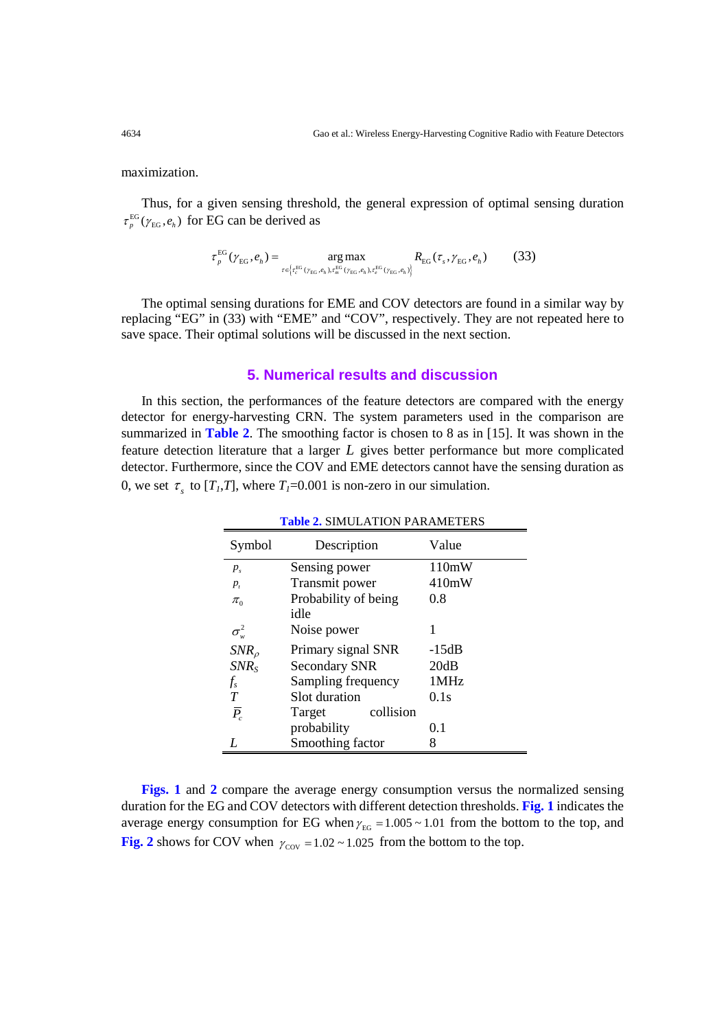maximization.

Thus, for a given sensing threshold, the general expression of optimal sensing duration $\tau_p^{\mathrm{EG}}(\gamma_{\mathrm{EG}}, e_h)$ for EG can be derived as

$$\tau_p^{\mathrm{EG}}(\gamma_{\mathrm{EG}}, e_h) = \underset{\tau \in \left\{\tau_c^{\mathrm{EG}}(\gamma_{\mathrm{EG}}, e_h), \tau_m^{\mathrm{EG}}(\gamma_{\mathrm{EG}}, e_h), \tau_e^{\mathrm{EG}}(\gamma_{\mathrm{EG}}, e_h)\right\}}{\arg\max} R_{\mathrm{EG}}(\tau_s, \gamma_{\mathrm{EG}}, e_h) \qquad (33)$$

The optimal sensing durations for EME and COV detectors are found in a similar way by replacing "EG" in (33) with "EME" and "COV", respectively. They are not repeated here to save space. Their optimal solutions will be discussed in the next section.

## 5. Numerical results and discussion

In this section, the performances of the feature detectors are compared with the energy detector for energy-harvesting CRN. The system parameters used in the comparison are summarized in **Table 2**. The smoothing factor is chosen to 8 as in [15]. It was shown in the feature detection literature that a larger $L$ gives better performance but more complicated detector. Furthermore, since the COV and EME detectors cannot have the sensing duration as 0, we set $\tau_s$ to $[T_1, T]$, where $T_1$=0.001 is non-zero in our simulation.

**Table 2.** SIMULATION PARAMETERS

| Symbol | Description | Value |
| --- | --- | --- |
| $p_s$ | Sensing power | 110mW |
| $p_t$ | Transmit power | 410mW |
| $\pi_0$ | Probability of being idle | 0.8 |
| $\sigma_w^2$ | Noise power | 1 |
| $SNR_p$ | Primary signal SNR | -15dB |
| $SNR_S$ | Secondary SNR | 20dB |
| $f_s$ | Sampling frequency | 1MHz |
| $T$ | Slot duration | 0.1s |
| $\bar{P}_c$ | Target collision probability | 0.1 |
| $L$ | Smoothing factor | 8 |

**Figs. 1** and **2** compare the average energy consumption versus the normalized sensing duration for the EG and COV detectors with different detection thresholds. **Fig. 1** indicates the average energy consumption for EG when $\gamma_{\mathrm{EG}} = 1.005 \sim 1.01$ from the bottom to the top, and **Fig. 2** shows for COV when $\gamma_{\mathrm{COV}} = 1.02 \sim 1.025$ from the bottom to the top.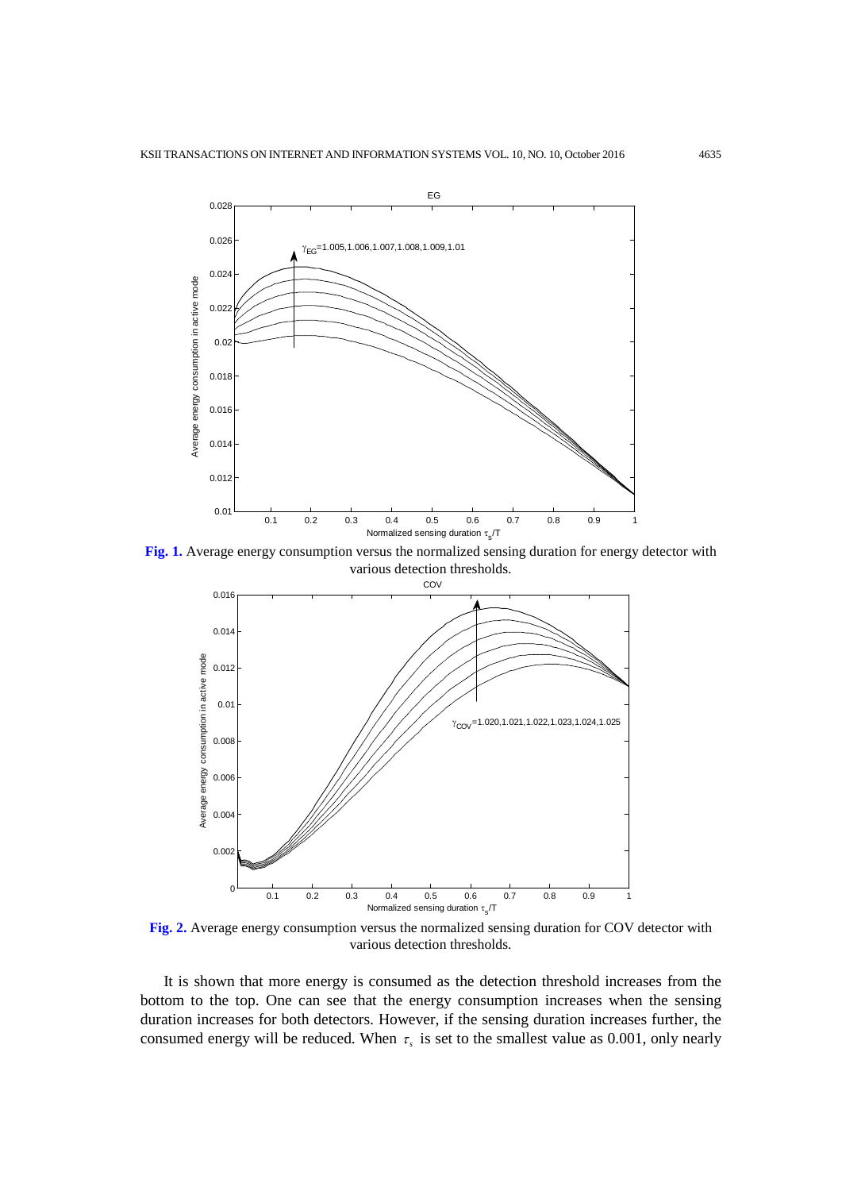**Fig. 1.** Average energy consumption versus the normalized sensing duration for energy detector with various detection thresholds.

**Fig. 2.** Average energy consumption versus the normalized sensing duration for COV detector with various detection thresholds.

It is shown that more energy is consumed as the detection threshold increases from the bottom to the top. One can see that the energy consumption increases when the sensing duration increases for both detectors. However, if the sensing duration increases further, the consumed energy will be reduced. When $\tau_s$ is set to the smallest value as 0.001, only nearly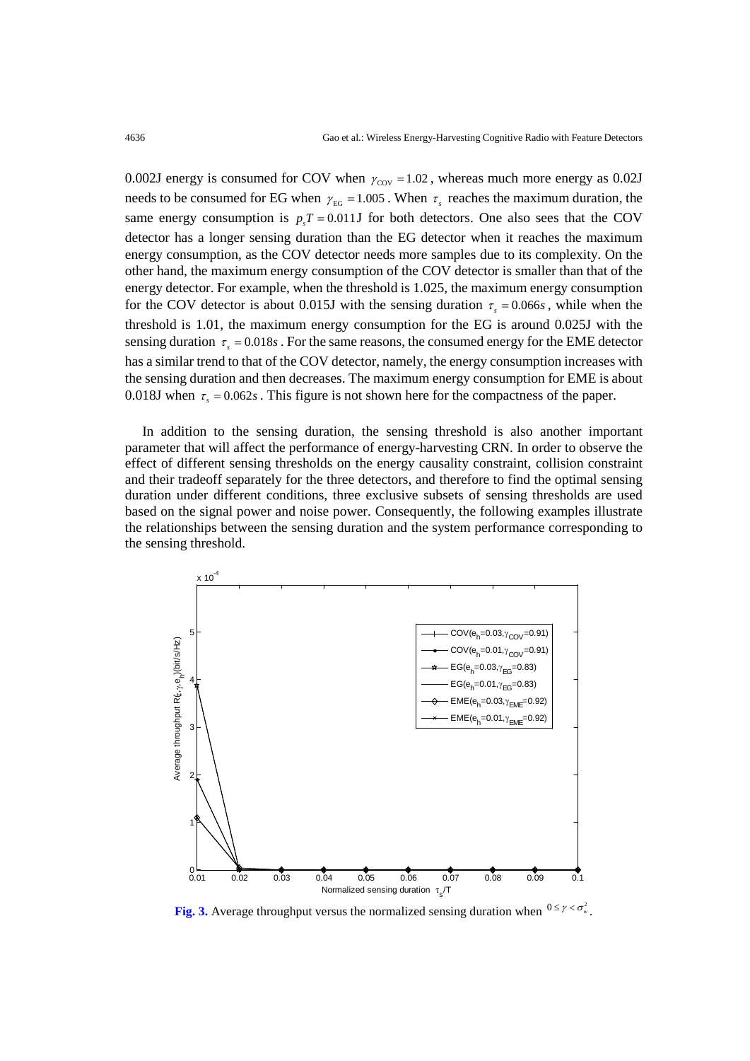0.002J energy is consumed for COV when $\gamma_{\mathrm{COV}} = 1.02$, whereas much more energy as 0.02J needs to be consumed for EG when $\gamma_{\mathrm{EG}} = 1.005$. When $\tau_s$ reaches the maximum duration, the same energy consumption is $p_s T = 0.011$J for both detectors. One also sees that the COV detector has a longer sensing duration than the EG detector when it reaches the maximum energy consumption, as the COV detector needs more samples due to its complexity. On the other hand, the maximum energy consumption of the COV detector is smaller than that of the energy detector. For example, when the threshold is 1.025, the maximum energy consumption for the COV detector is about 0.015J with the sensing duration $\tau_s = 0.066s$, while when the threshold is 1.01, the maximum energy consumption for the EG is around 0.025J with the sensing duration $\tau_s = 0.018s$. For the same reasons, the consumed energy for the EME detector has a similar trend to that of the COV detector, namely, the energy consumption increases with the sensing duration and then decreases. The maximum energy consumption for EME is about 0.018J when $\tau_s = 0.062s$. This figure is not shown here for the compactness of the paper.

In addition to the sensing duration, the sensing threshold is also another important parameter that will affect the performance of energy-harvesting CRN. In order to observe the effect of different sensing thresholds on the energy causality constraint, collision constraint and their tradeoff separately for the three detectors, and therefore to find the optimal sensing duration under different conditions, three exclusive subsets of sensing thresholds are used based on the signal power and noise power. Consequently, the following examples illustrate the relationships between the sensing duration and the system performance corresponding to the sensing threshold.

**Fig. 3.** Average throughput versus the normalized sensing duration when $0 \le \gamma < \sigma_w^2$.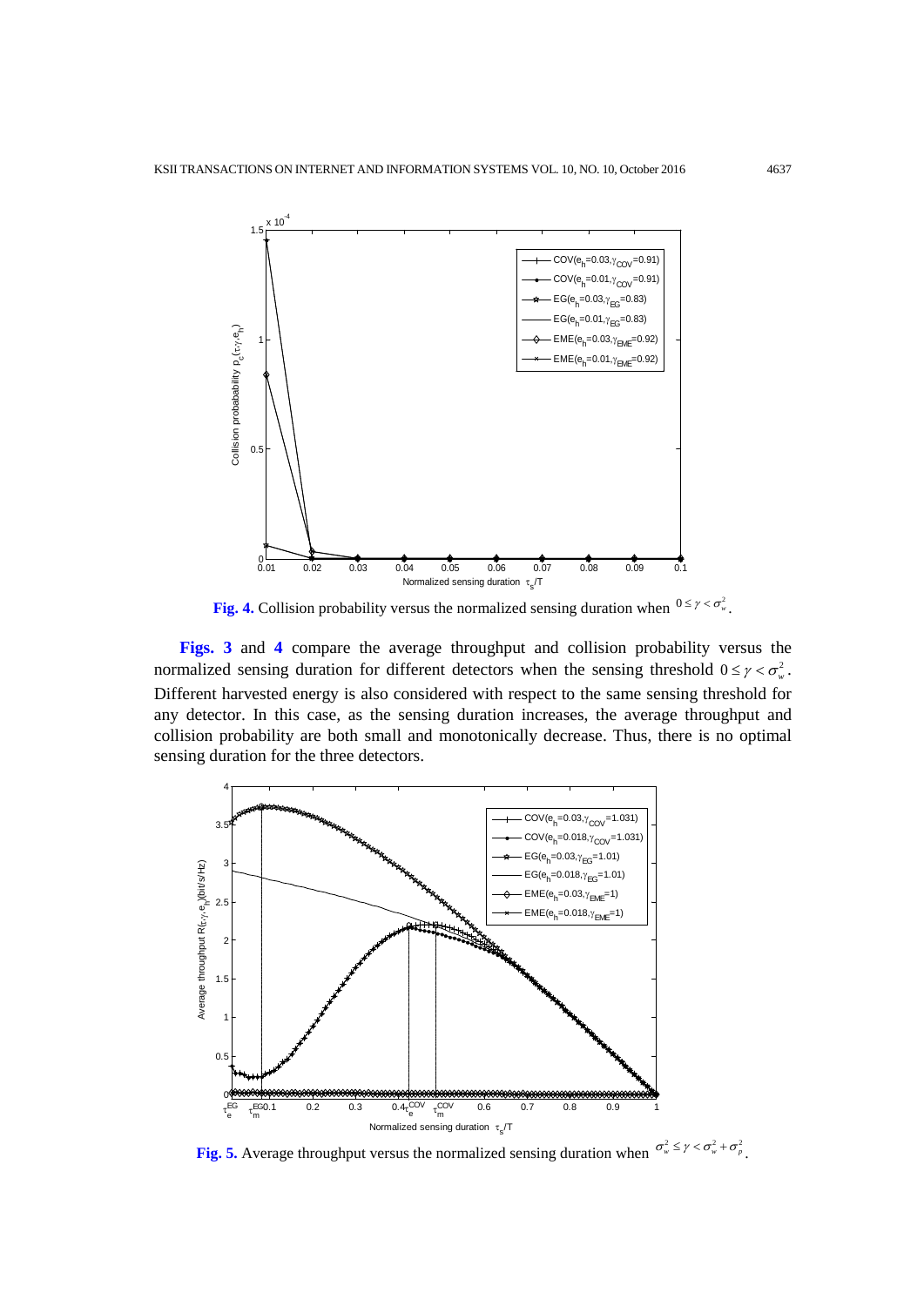**Fig. 4.** Collision probability versus the normalized sensing duration when $0 \le \gamma < \sigma_w^2$.

**Figs. 3** and **4** compare the average throughput and collision probability versus the normalized sensing duration for different detectors when the sensing threshold $0 \le \gamma < \sigma_w^2$. Different harvested energy is also considered with respect to the same sensing threshold for any detector. In this case, as the sensing duration increases, the average throughput and collision probability are both small and monotonically decrease. Thus, there is no optimal sensing duration for the three detectors.

**Fig. 5.** Average throughput versus the normalized sensing duration when $\sigma_w^2 \le \gamma < \sigma_w^2 + \sigma_p^2$.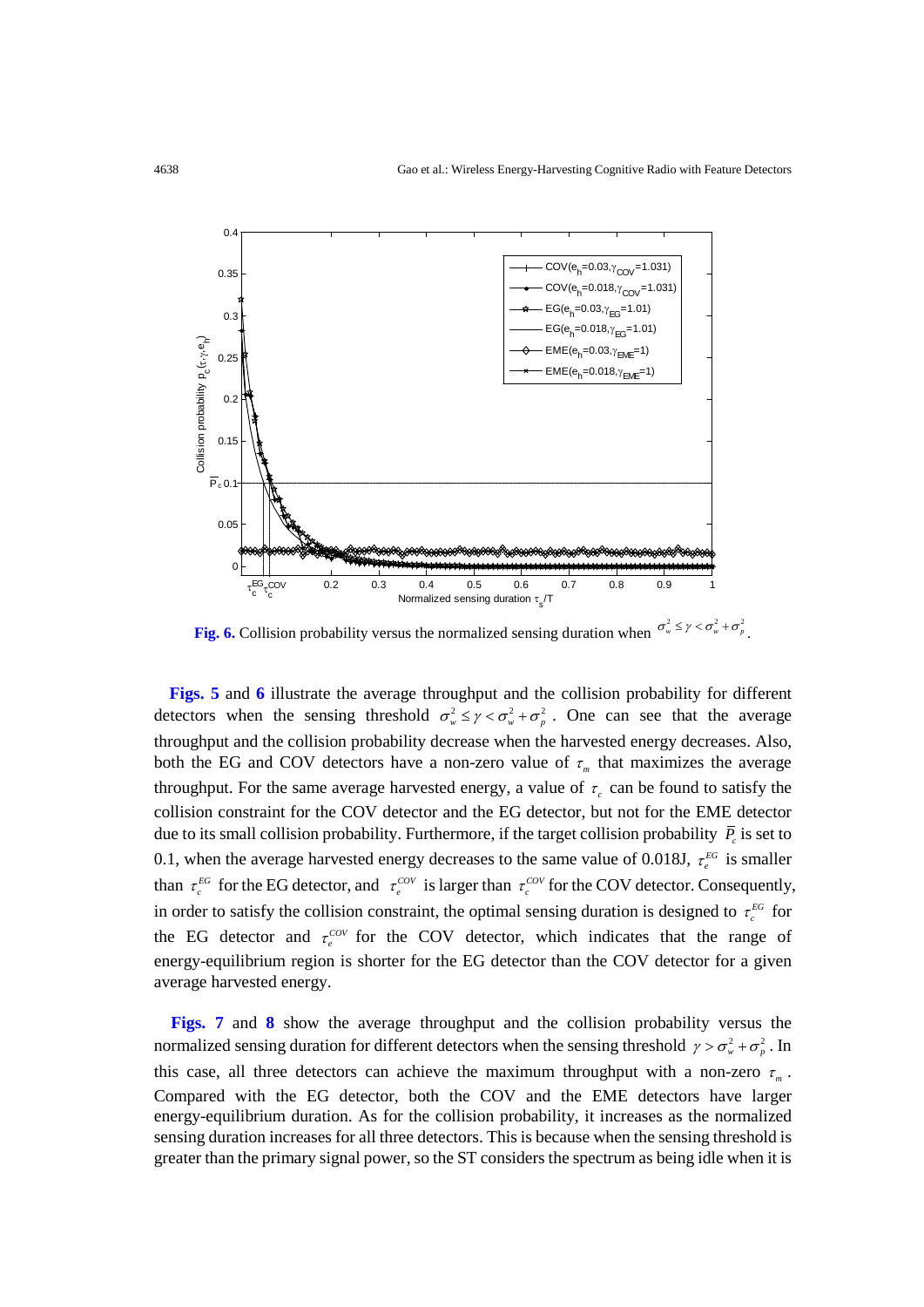**Fig. 6.** Collision probability versus the normalized sensing duration when $\sigma_w^2 \le \gamma < \sigma_w^2 + \sigma_p^2$.

**Figs. 5** and **6** illustrate the average throughput and the collision probability for different detectors when the sensing threshold $\sigma_w^2 \le \gamma < \sigma_w^2 + \sigma_p^2$. One can see that the average throughput and the collision probability decrease when the harvested energy decreases. Also, both the EG and COV detectors have a non-zero value of $\tau_m$ that maximizes the average throughput. For the same average harvested energy, a value of $\tau_c$ can be found to satisfy the collision constraint for the COV detector and the EG detector, but not for the EME detector due to its small collision probability. Furthermore, if the target collision probability $\bar{P}_c$ is set to 0.1, when the average harvested energy decreases to the same value of 0.018J, $\tau_e^{EG}$ is smaller than $\tau_c^{EG}$ for the EG detector, and $\tau_e^{COV}$ is larger than $\tau_c^{COV}$ for the COV detector. Consequently, in order to satisfy the collision constraint, the optimal sensing duration is designed to $\tau_c^{EG}$ for the EG detector and $\tau_e^{COV}$ for the COV detector, which indicates that the range of energy-equilibrium region is shorter for the EG detector than the COV detector for a given average harvested energy.

**Figs. 7** and **8** show the average throughput and the collision probability versus the normalized sensing duration for different detectors when the sensing threshold $\gamma > \sigma_w^2 + \sigma_p^2$. In this case, all three detectors can achieve the maximum throughput with a non-zero $\tau_m$. Compared with the EG detector, both the COV and the EME detectors have larger energy-equilibrium duration. As for the collision probability, it increases as the normalized sensing duration increases for all three detectors. This is because when the sensing threshold is greater than the primary signal power, so the ST considers the spectrum as being idle when it is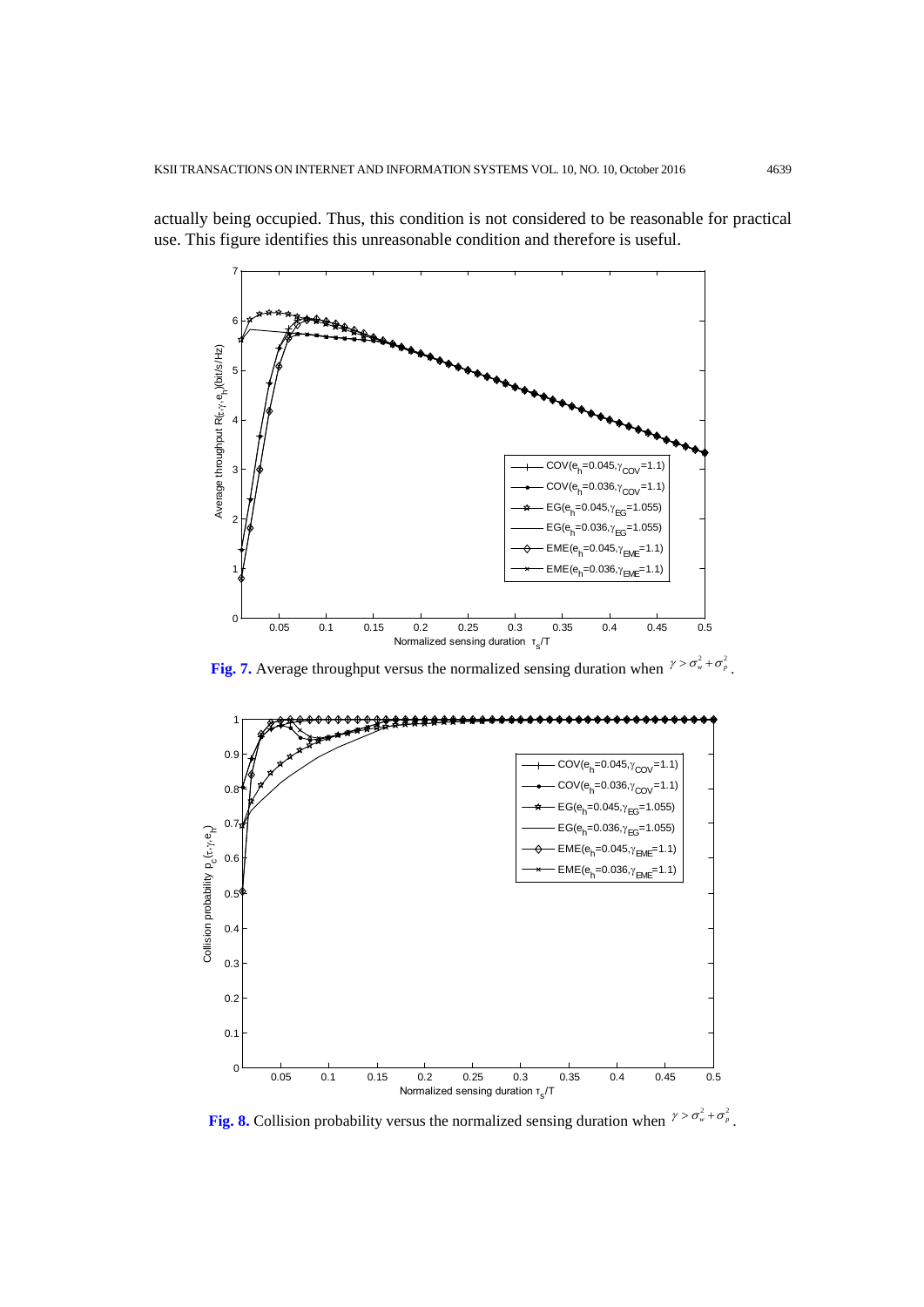actually being occupied. Thus, this condition is not considered to be reasonable for practical use. This figure identifies this unreasonable condition and therefore is useful.

**Fig. 7.** Average throughput versus the normalized sensing duration when $\gamma > \sigma_w^2 + \sigma_p^2$.

**Fig. 8.** Collision probability versus the normalized sensing duration when $\gamma > \sigma_w^2 + \sigma_p^2$.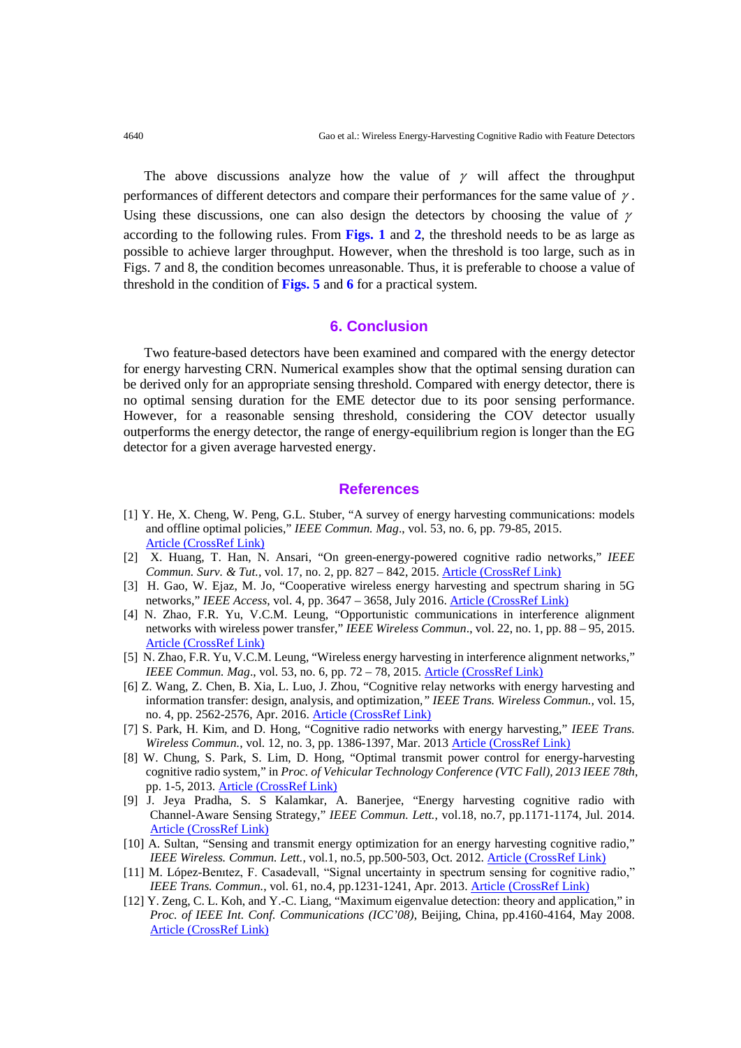The above discussions analyze how the value of $\gamma$ will affect the throughput performances of different detectors and compare their performances for the same value of $\gamma$. Using these discussions, one can also design the detectors by choosing the value of $\gamma$ according to the following rules. From **Figs. 1** and **2**, the threshold needs to be as large as possible to achieve larger throughput. However, when the threshold is too large, such as in Figs. 7 and 8, the condition becomes unreasonable. Thus, it is preferable to choose a value of threshold in the condition of **Figs. 5** and **6** for a practical system.

## 6. Conclusion

Two feature-based detectors have been examined and compared with the energy detector for energy harvesting CRN. Numerical examples show that the optimal sensing duration can be derived only for an appropriate sensing threshold. Compared with energy detector, there is no optimal sensing duration for the EME detector due to its poor sensing performance. However, for a reasonable sensing threshold, considering the COV detector usually outperforms the energy detector, the range of energy-equilibrium region is longer than the EG detector for a given average harvested energy.

## References

[1] Y. He, X. Cheng, W. Peng, G.L. Stuber, "A survey of energy harvesting communications: models and offline optimal policies," *IEEE Commun. Mag*., vol. 53, no. 6, pp. 79-85, 2015. Article (CrossRef Link)

[2] X. Huang, T. Han, N. Ansari, "On green-energy-powered cognitive radio networks," *IEEE Commun. Surv. & Tut.*, vol. 17, no. 2, pp. 827 – 842, 2015. Article (CrossRef Link)

[3] H. Gao, W. Ejaz, M. Jo, "Cooperative wireless energy harvesting and spectrum sharing in 5G networks," *IEEE Access*, vol. 4, pp. 3647 – 3658, July 2016. Article (CrossRef Link)

[4] N. Zhao, F.R. Yu, V.C.M. Leung, "Opportunistic communications in interference alignment networks with wireless power transfer," *IEEE Wireless Commun*., vol. 22, no. 1, pp. 88 – 95, 2015. Article (CrossRef Link)

[5] N. Zhao, F.R. Yu, V.C.M. Leung, "Wireless energy harvesting in interference alignment networks," *IEEE Commun. Mag*., vol. 53, no. 6, pp. 72 – 78, 2015. Article (CrossRef Link)

[6] Z. Wang, Z. Chen, B. Xia, L. Luo, J. Zhou, "Cognitive relay networks with energy harvesting and information transfer: design, analysis, and optimization," *IEEE Trans. Wireless Commun.*, vol. 15, no. 4, pp. 2562-2576, Apr. 2016. Article (CrossRef Link)

[7] S. Park, H. Kim, and D. Hong, "Cognitive radio networks with energy harvesting," *IEEE Trans. Wireless Commun.*, vol. 12, no. 3, pp. 1386-1397, Mar. 2013 Article (CrossRef Link)

[8] W. Chung, S. Park, S. Lim, D. Hong, "Optimal transmit power control for energy-harvesting cognitive radio system," in *Proc. of Vehicular Technology Conference (VTC Fall), 2013 IEEE 78th*, pp. 1-5, 2013. Article (CrossRef Link)

[9] J. Jeya Pradha, S. S Kalamkar, A. Banerjee, "Energy harvesting cognitive radio with Channel-Aware Sensing Strategy," *IEEE Commun. Lett.*, vol.18, no.7, pp.1171-1174, Jul. 2014. Article (CrossRef Link)

[10] A. Sultan, "Sensing and transmit energy optimization for an energy harvesting cognitive radio," *IEEE Wireless. Commun. Lett.*, vol.1, no.5, pp.500-503, Oct. 2012. Article (CrossRef Link)

[11] M. López-Benıtez, F. Casadevall, "Signal uncertainty in spectrum sensing for cognitive radio," *IEEE Trans. Commun.*, vol. 61, no.4, pp.1231-1241, Apr. 2013. Article (CrossRef Link)

[12] Y. Zeng, C. L. Koh, and Y.-C. Liang, "Maximum eigenvalue detection: theory and application," in *Proc. of IEEE Int. Conf. Communications (ICC'08)*, Beijing, China, pp.4160-4164, May 2008. Article (CrossRef Link)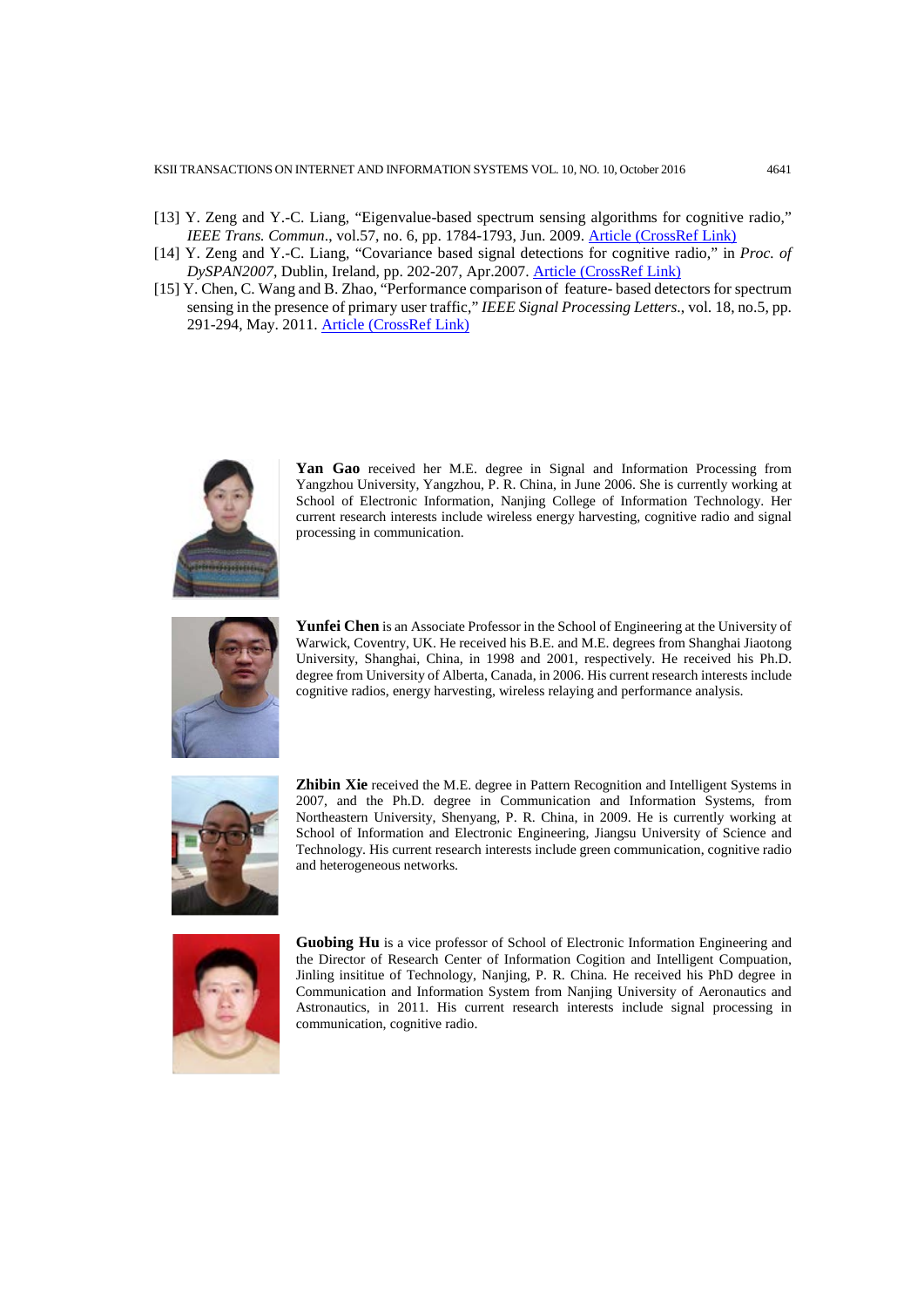[13] Y. Zeng and Y.-C. Liang, "Eigenvalue-based spectrum sensing algorithms for cognitive radio," *IEEE Trans. Commun*., vol.57, no. 6, pp. 1784-1793, Jun. 2009. Article (CrossRef Link)

[14] Y. Zeng and Y.-C. Liang, "Covariance based signal detections for cognitive radio," in *Proc. of DySPAN2007*, Dublin, Ireland, pp. 202-207, Apr.2007. Article (CrossRef Link)

[15] Y. Chen, C. Wang and B. Zhao, "Performance comparison of feature- based detectors for spectrum sensing in the presence of primary user traffic," *IEEE Signal Processing Letters*., vol. 18, no.5, pp. 291-294, May. 2011. Article (CrossRef Link)

**Yan Gao** received her M.E. degree in Signal and Information Processing from Yangzhou University, Yangzhou, P. R. China, in June 2006. She is currently working at School of Electronic Information, Nanjing College of Information Technology. Her current research interests include wireless energy harvesting, cognitive radio and signal processing in communication.

**Yunfei Chen** is an Associate Professor in the School of Engineering at the University of Warwick, Coventry, UK. He received his B.E. and M.E. degrees from Shanghai Jiaotong University, Shanghai, China, in 1998 and 2001, respectively. He received his Ph.D. degree from University of Alberta, Canada, in 2006. His current research interests include cognitive radios, energy harvesting, wireless relaying and performance analysis.

**Zhibin Xie** received the M.E. degree in Pattern Recognition and Intelligent Systems in 2007, and the Ph.D. degree in Communication and Information Systems, from Northeastern University, Shenyang, P. R. China, in 2009. He is currently working at School of Information and Electronic Engineering, Jiangsu University of Science and Technology. His current research interests include green communication, cognitive radio and heterogeneous networks.

**Guobing Hu** is a vice professor of School of Electronic Information Engineering and the Director of Research Center of Information Cogition and Intelligent Compuation, Jinling insititue of Technology, Nanjing, P. R. China. He received his PhD degree in Communication and Information System from Nanjing University of Aeronautics and Astronautics, in 2011. His current research interests include signal processing in communication, cognitive radio.